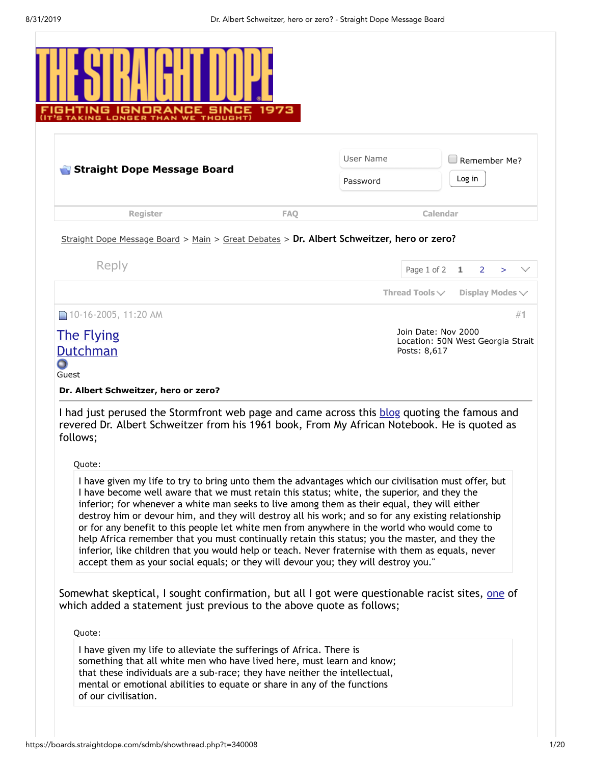# THE STRAIGHT DOPE

FIGHTING IGNORANCE SINCE 1973
(IT'S TAKING LONGER THAN WE THOUGHT)

**Straight Dope Message Board**

User Name | Remember Me?
Password | Log in

Register | FAQ | Calendar

Straight Dope Message Board > Main > Great Debates > **Dr. Albert Schweitzer, hero or zero?**

Reply | Page 1 of 2 | 1 | 2 | >

Thread Tools | Display Modes

10-16-2005, 11:20 AM #1

The Flying Dutchman
Guest

Join Date: Nov 2000
Location: 50N West Georgia Strait
Posts: 8,617

**Dr. Albert Schweitzer, hero or zero?**

I had just perused the Stormfront web page and came across this blog quoting the famous and revered Dr. Albert Schweitzer from his 1961 book, From My African Notebook. He is quoted as follows;

> Quote:
>
> I have given my life to try to bring unto them the advantages which our civilisation must offer, but I have become well aware that we must retain this status; white, the superior, and they the inferior; for whenever a white man seeks to live among them as their equal, they will either destroy him or devour him, and they will destroy all his work; and so for any existing relationship or for any benefit to this people let white men from anywhere in the world who would come to help Africa remember that you must continually retain this status; you the master, and they the inferior, like children that you would help or teach. Never fraternise with them as equals, never accept them as your social equals; or they will devour you; they will destroy you."

Somewhat skeptical, I sought confirmation, but all I got were questionable racist sites, one of which added a statement just previous to the above quote as follows;

> Quote:
>
> I have given my life to alleviate the sufferings of Africa. There is something that all white men who have lived here, must learn and know; that these individuals are a sub-race; they have neither the intellectual, mental or emotional abilities to equate or share in any of the functions of our civilisation.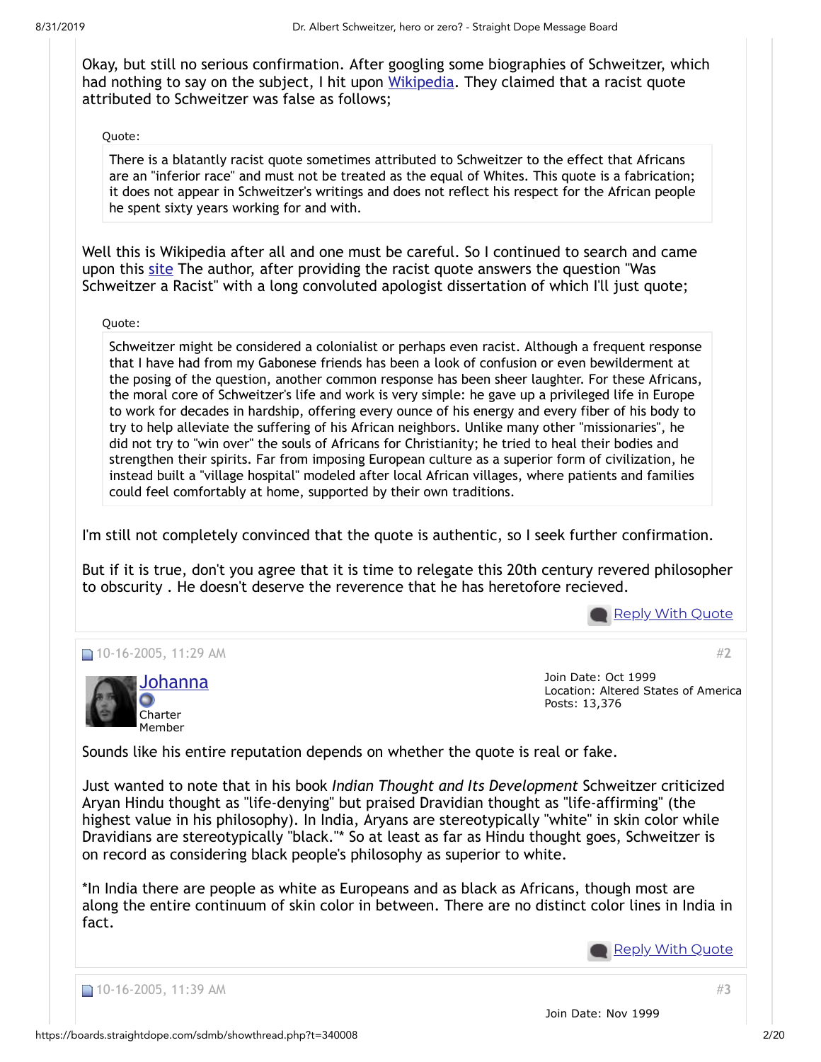Okay, but still no serious confirmation. After googling some biographies of Schweitzer, which had nothing to say on the subject, I hit upon Wikipedia. They claimed that a racist quote attributed to Schweitzer was false as follows;

Quote:

> There is a blatantly racist quote sometimes attributed to Schweitzer to the effect that Africans are an "inferior race" and must not be treated as the equal of Whites. This quote is a fabrication; it does not appear in Schweitzer's writings and does not reflect his respect for the African people he spent sixty years working for and with.

Well this is Wikipedia after all and one must be careful. So I continued to search and came upon this site The author, after providing the racist quote answers the question "Was Schweitzer a Racist" with a long convoluted apologist dissertation of which I'll just quote;

Quote:

> Schweitzer might be considered a colonialist or perhaps even racist. Although a frequent response that I have had from my Gabonese friends has been a look of confusion or even bewilderment at the posing of the question, another common response has been sheer laughter. For these Africans, the moral core of Schweitzer's life and work is very simple: he gave up a privileged life in Europe to work for decades in hardship, offering every ounce of his energy and every fiber of his body to try to help alleviate the suffering of his African neighbors. Unlike many other "missionaries", he did not try to "win over" the souls of Africans for Christianity; he tried to heal their bodies and strengthen their spirits. Far from imposing European culture as a superior form of civilization, he instead built a "village hospital" modeled after local African villages, where patients and families could feel comfortably at home, supported by their own traditions.

I'm still not completely convinced that the quote is authentic, so I seek further confirmation.

But if it is true, don't you agree that it is time to relegate this 20th century revered philosopher to obscurity . He doesn't deserve the reverence that he has heretofore recieved.

Reply With Quote

---

10-16-2005, 11:29 AM #2

**Johanna**
Charter Member

Join Date: Oct 1999
Location: Altered States of America
Posts: 13,376

Sounds like his entire reputation depends on whether the quote is real or fake.

Just wanted to note that in his book *Indian Thought and Its Development* Schweitzer criticized Aryan Hindu thought as "life-denying" but praised Dravidian thought as "life-affirming" (the highest value in his philosophy). In India, Aryans are stereotypically "white" in skin color while Dravidians are stereotypically "black."* So at least as far as Hindu thought goes, Schweitzer is on record as considering black people's philosophy as superior to white.

*In India there are people as white as Europeans and as black as Africans, though most are along the entire continuum of skin color in between. There are no distinct color lines in India in fact.

Reply With Quote

---

10-16-2005, 11:39 AM #3

Join Date: Nov 1999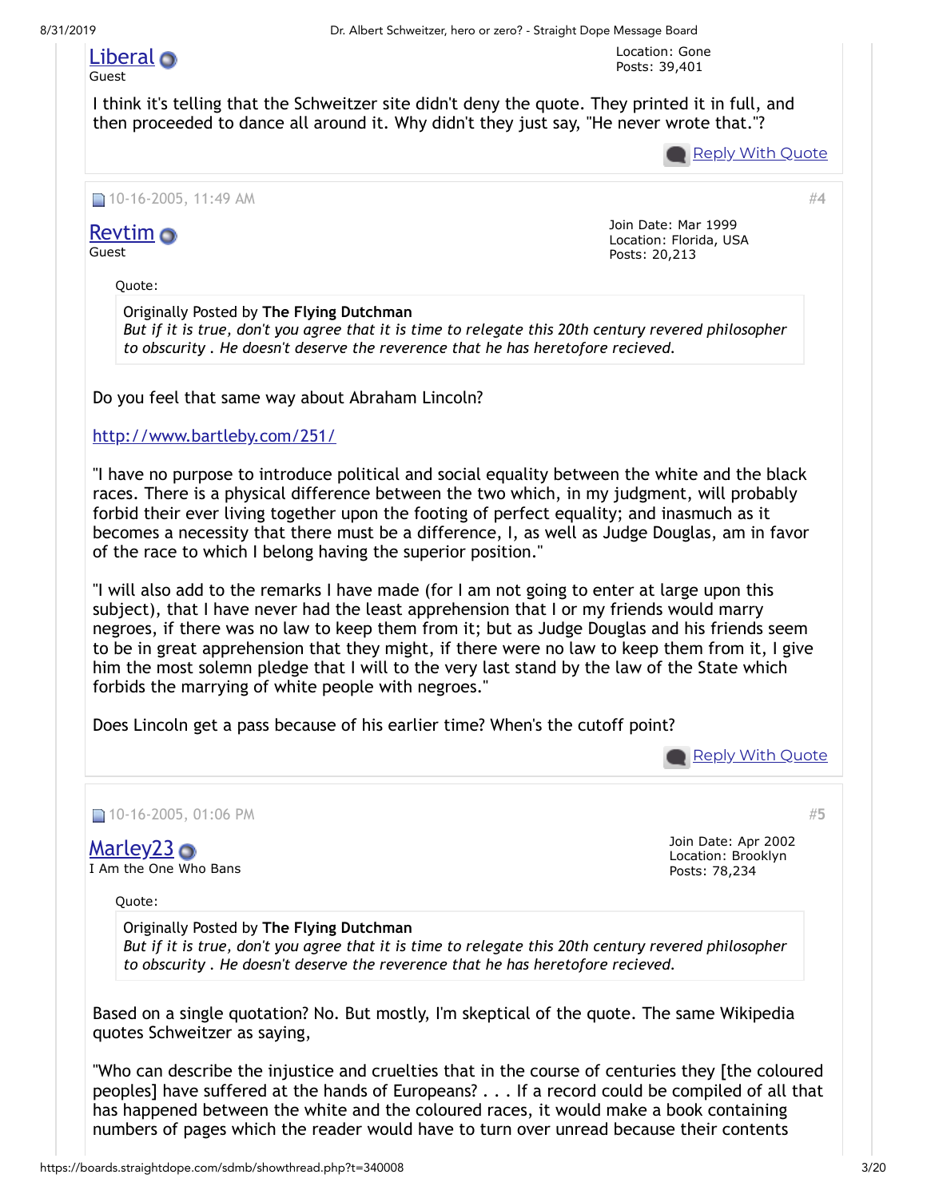Liberal
Guest

Location: Gone
Posts: 39,401

I think it's telling that the Schweitzer site didn't deny the quote. They printed it in full, and then proceeded to dance all around it. Why didn't they just say, "He never wrote that."?

Reply With Quote

---

10-16-2005, 11:49 AM #4

Revtim
Guest

Join Date: Mar 1999
Location: Florida, USA
Posts: 20,213

> Quote:
>
> Originally Posted by **The Flying Dutchman**
> *But if it is true, don't you agree that it is time to relegate this 20th century revered philosopher to obscurity . He doesn't deserve the reverence that he has heretofore recieved.*

Do you feel that same way about Abraham Lincoln?

http://www.bartleby.com/251/

"I have no purpose to introduce political and social equality between the white and the black races. There is a physical difference between the two which, in my judgment, will probably forbid their ever living together upon the footing of perfect equality; and inasmuch as it becomes a necessity that there must be a difference, I, as well as Judge Douglas, am in favor of the race to which I belong having the superior position."

"I will also add to the remarks I have made (for I am not going to enter at large upon this subject), that I have never had the least apprehension that I or my friends would marry negroes, if there was no law to keep them from it; but as Judge Douglas and his friends seem to be in great apprehension that they might, if there were no law to keep them from it, I give him the most solemn pledge that I will to the very last stand by the law of the State which forbids the marrying of white people with negroes."

Does Lincoln get a pass because of his earlier time? When's the cutoff point?

Reply With Quote

---

10-16-2005, 01:06 PM #5

Marley23
I Am the One Who Bans

Join Date: Apr 2002
Location: Brooklyn
Posts: 78,234

> Quote:
>
> Originally Posted by **The Flying Dutchman**
> *But if it is true, don't you agree that it is time to relegate this 20th century revered philosopher to obscurity . He doesn't deserve the reverence that he has heretofore recieved.*

Based on a single quotation? No. But mostly, I'm skeptical of the quote. The same Wikipedia quotes Schweitzer as saying,

"Who can describe the injustice and cruelties that in the course of centuries they [the coloured peoples] have suffered at the hands of Europeans? . . . If a record could be compiled of all that has happened between the white and the coloured races, it would make a book containing numbers of pages which the reader would have to turn over unread because their contents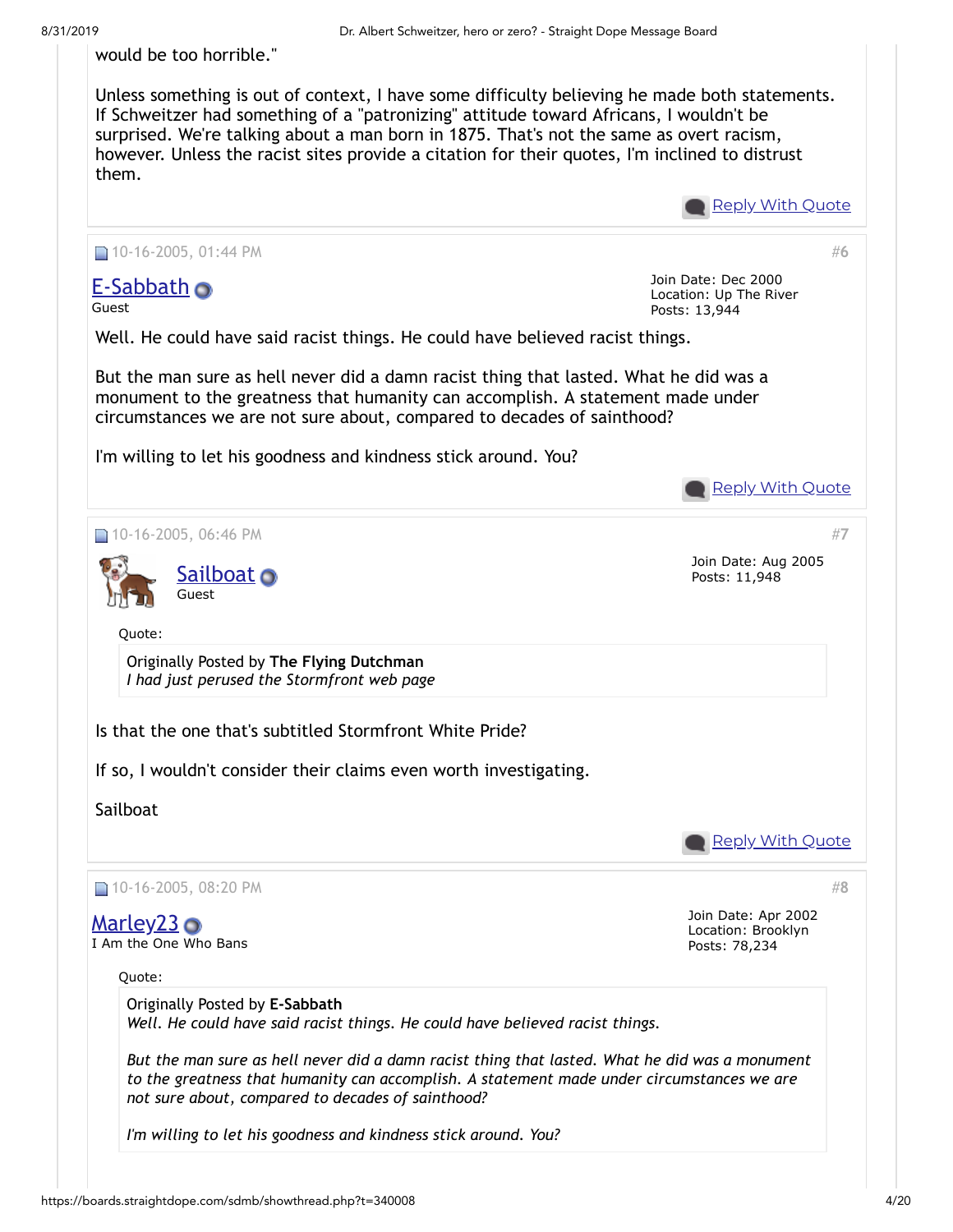would be too horrible."

Unless something is out of context, I have some difficulty believing he made both statements. If Schweitzer had something of a "patronizing" attitude toward Africans, I wouldn't be surprised. We're talking about a man born in 1875. That's not the same as overt racism, however. Unless the racist sites provide a citation for their quotes, I'm inclined to distrust them.

Reply With Quote

---

10-16-2005, 01:44 PM #6

**E-Sabbath**
Guest

Join Date: Dec 2000
Location: Up The River
Posts: 13,944

Well. He could have said racist things. He could have believed racist things.

But the man sure as hell never did a damn racist thing that lasted. What he did was a monument to the greatness that humanity can accomplish. A statement made under circumstances we are not sure about, compared to decades of sainthood?

I'm willing to let his goodness and kindness stick around. You?

Reply With Quote

---

10-16-2005, 06:46 PM #7

**Sailboat**
Guest

Join Date: Aug 2005
Posts: 11,948

Quote:

> Originally Posted by **The Flying Dutchman**
> *I had just perused the Stormfront web page*

Is that the one that's subtitled Stormfront White Pride?

If so, I wouldn't consider their claims even worth investigating.

Sailboat

Reply With Quote

---

10-16-2005, 08:20 PM #8

**Marley23**
I Am the One Who Bans

Join Date: Apr 2002
Location: Brooklyn
Posts: 78,234

Quote:

> Originally Posted by **E-Sabbath**
> *Well. He could have said racist things. He could have believed racist things.*
>
> *But the man sure as hell never did a damn racist thing that lasted. What he did was a monument to the greatness that humanity can accomplish. A statement made under circumstances we are not sure about, compared to decades of sainthood?*
>
> *I'm willing to let his goodness and kindness stick around. You?*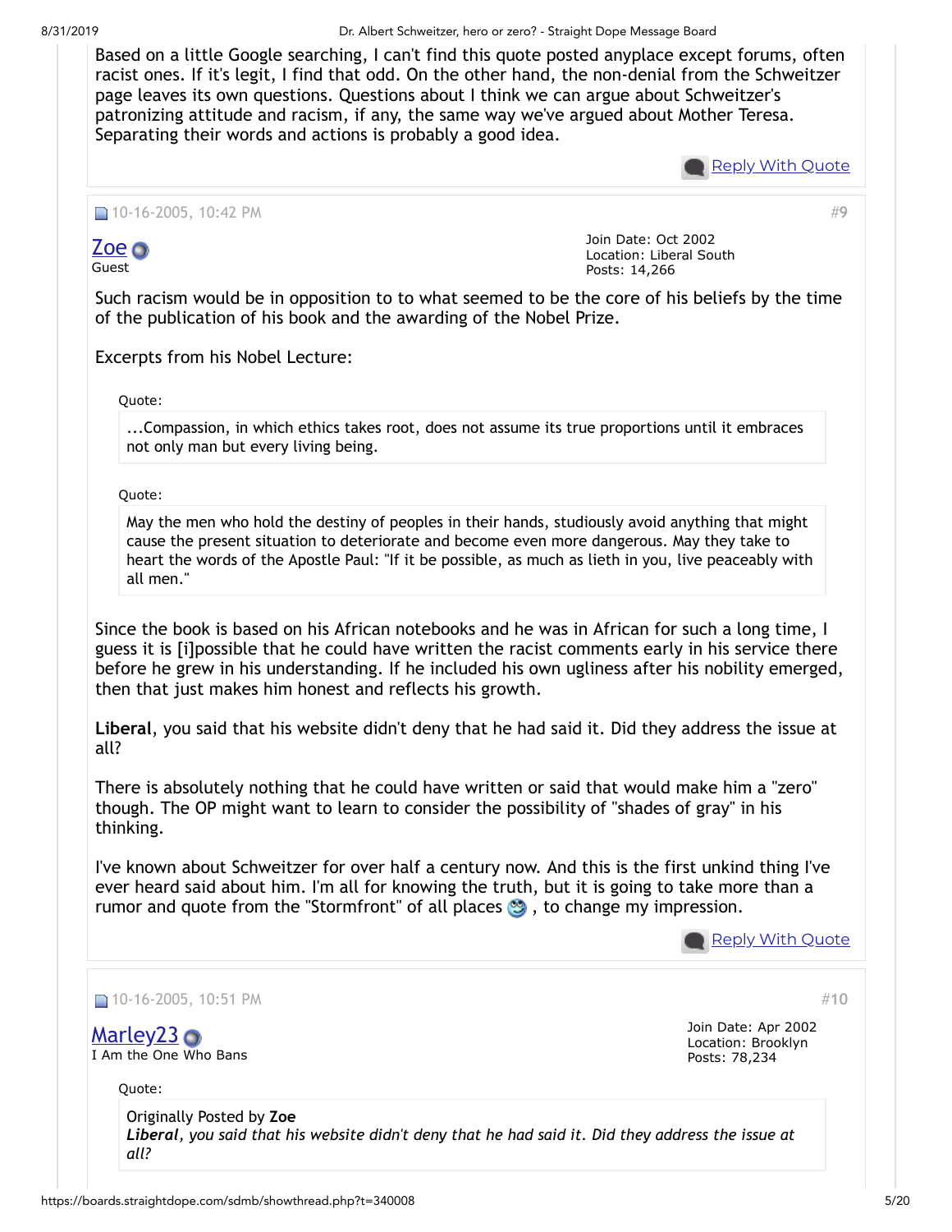Based on a little Google searching, I can't find this quote posted anyplace except forums, often racist ones. If it's legit, I find that odd. On the other hand, the non-denial from the Schweitzer page leaves its own questions. Questions about I think we can argue about Schweitzer's patronizing attitude and racism, if any, the same way we've argued about Mother Teresa. Separating their words and actions is probably a good idea.

Reply With Quote

---

10-16-2005, 10:42 PM #9

**Zoe**
Guest

Join Date: Oct 2002
Location: Liberal South
Posts: 14,266

Such racism would be in opposition to to what seemed to be the core of his beliefs by the time of the publication of his book and the awarding of the Nobel Prize.

Excerpts from his Nobel Lecture:

> Quote:
>
> ...Compassion, in which ethics takes root, does not assume its true proportions until it embraces not only man but every living being.

> Quote:
>
> May the men who hold the destiny of peoples in their hands, studiously avoid anything that might cause the present situation to deteriorate and become even more dangerous. May they take to heart the words of the Apostle Paul: "If it be possible, as much as lieth in you, live peaceably with all men."

Since the book is based on his African notebooks and he was in African for such a long time, I guess it is [i]possible that he could have written the racist comments early in his service there before he grew in his understanding. If he included his own ugliness after his nobility emerged, then that just makes him honest and reflects his growth.

**Liberal**, you said that his website didn't deny that he had said it. Did they address the issue at all?

There is absolutely nothing that he could have written or said that would make him a "zero" though. The OP might want to learn to consider the possibility of "shades of gray" in his thinking.

I've known about Schweitzer for over half a century now. And this is the first unkind thing I've ever heard said about him. I'm all for knowing the truth, but it is going to take more than a rumor and quote from the "Stormfront" of all places , to change my impression.

Reply With Quote

---

10-16-2005, 10:51 PM #10

**Marley23**
I Am the One Who Bans

Join Date: Apr 2002
Location: Brooklyn
Posts: 78,234

> Quote:
>
> Originally Posted by **Zoe**
>
> ***Liberal**, you said that his website didn't deny that he had said it. Did they address the issue at all?*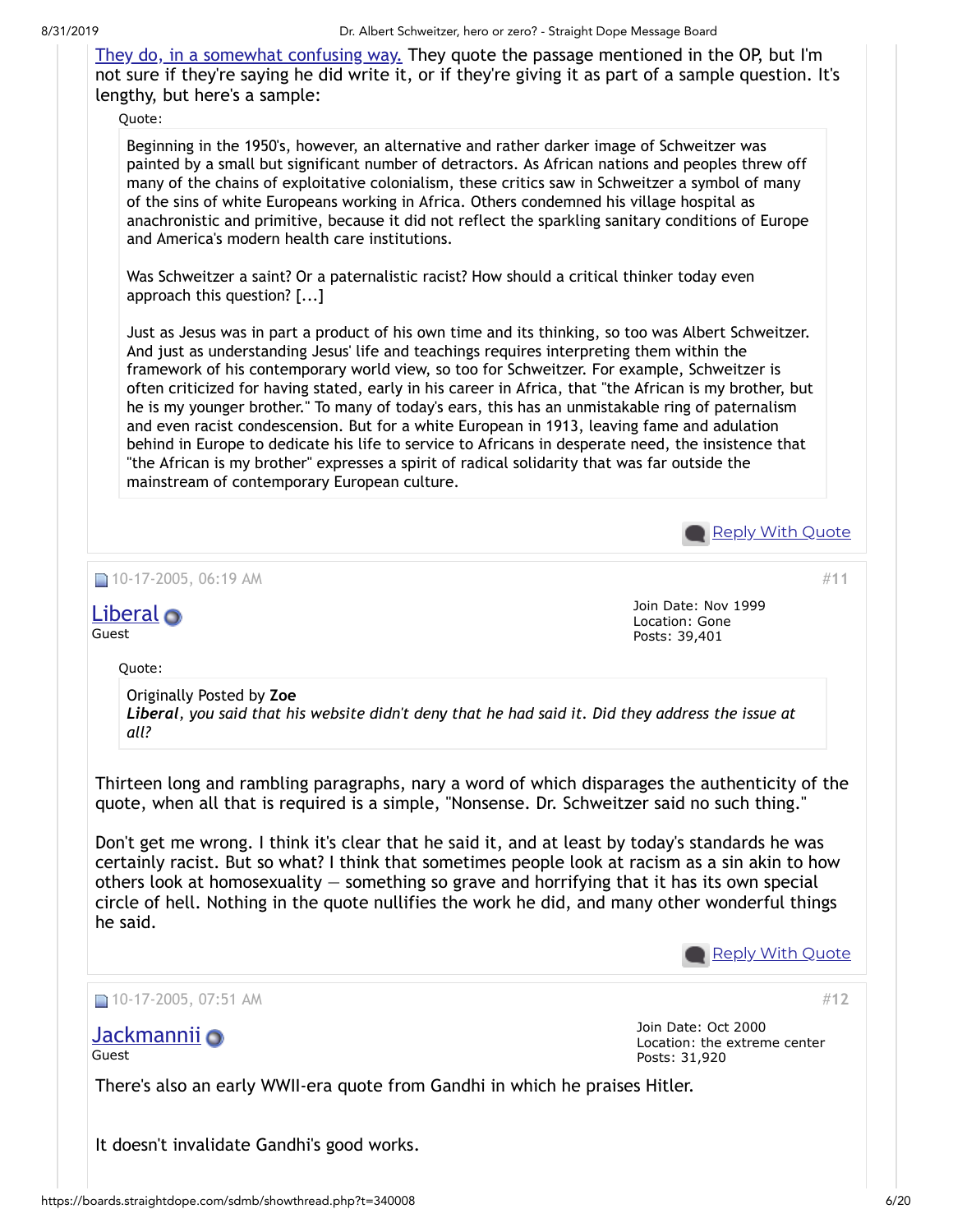They do, in a somewhat confusing way. They quote the passage mentioned in the OP, but I'm not sure if they're saying he did write it, or if they're giving it as part of a sample question. It's lengthy, but here's a sample:

Quote:

> Beginning in the 1950's, however, an alternative and rather darker image of Schweitzer was painted by a small but significant number of detractors. As African nations and peoples threw off many of the chains of exploitative colonialism, these critics saw in Schweitzer a symbol of many of the sins of white Europeans working in Africa. Others condemned his village hospital as anachronistic and primitive, because it did not reflect the sparkling sanitary conditions of Europe and America's modern health care institutions.
>
> Was Schweitzer a saint? Or a paternalistic racist? How should a critical thinker today even approach this question? [...]
>
> Just as Jesus was in part a product of his own time and its thinking, so too was Albert Schweitzer. And just as understanding Jesus' life and teachings requires interpreting them within the framework of his contemporary world view, so for Schweitzer. For example, Schweitzer is often criticized for having stated, early in his career in Africa, that "the African is my brother, but he is my younger brother." To many of today's ears, this has an unmistakable ring of paternalism and even racist condescension. But for a white European in 1913, leaving fame and adulation behind in Europe to dedicate his life to service to Africans in desperate need, the insistence that "the African is my brother" expresses a spirit of radical solidarity that was far outside the mainstream of contemporary European culture.

Reply With Quote

---

10-17-2005, 06:19 AM #11

**Liberal**
Guest

Join Date: Nov 1999
Location: Gone
Posts: 39,401

Quote:

> Originally Posted by **Zoe**
> ***Liberal****, you said that his website didn't deny that he had said it. Did they address the issue at all?*

Thirteen long and rambling paragraphs, nary a word of which disparages the authenticity of the quote, when all that is required is a simple, "Nonsense. Dr. Schweitzer said no such thing."

Don't get me wrong. I think it's clear that he said it, and at least by today's standards he was certainly racist. But so what? I think that sometimes people look at racism as a sin akin to how others look at homosexuality — something so grave and horrifying that it has its own special circle of hell. Nothing in the quote nullifies the work he did, and many other wonderful things he said.

Reply With Quote

---

10-17-2005, 07:51 AM #12

**Jackmannii**
Guest

Join Date: Oct 2000
Location: the extreme center
Posts: 31,920

There's also an early WWII-era quote from Gandhi in which he praises Hitler.

It doesn't invalidate Gandhi's good works.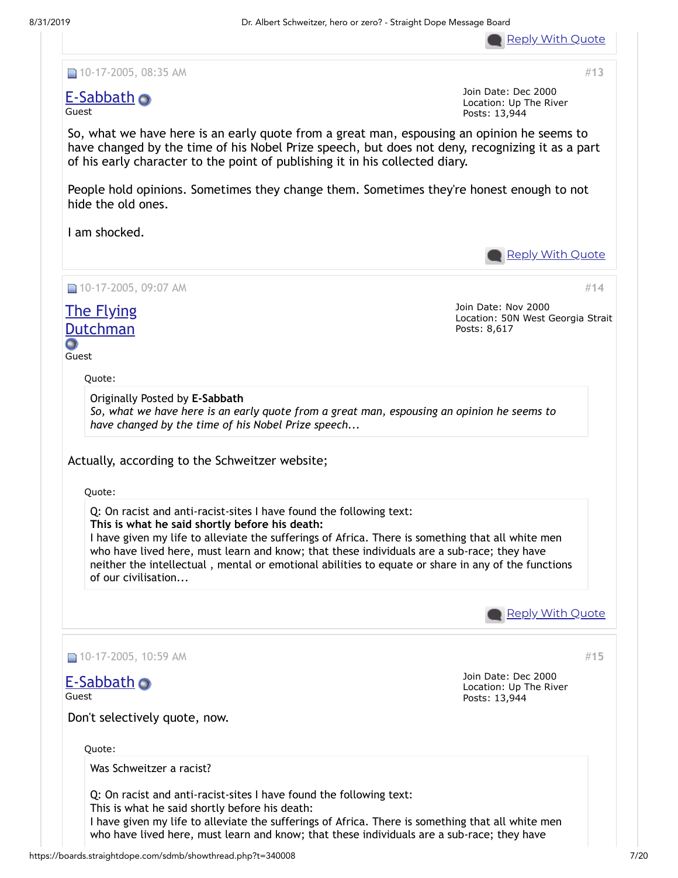Reply With Quote

10-17-2005, 08:35 AM #13

**E-Sabbath**
Guest

Join Date: Dec 2000
Location: Up The River
Posts: 13,944

So, what we have here is an early quote from a great man, espousing an opinion he seems to have changed by the time of his Nobel Prize speech, but does not deny, recognizing it as a part of his early character to the point of publishing it in his collected diary.

People hold opinions. Sometimes they change them. Sometimes they're honest enough to not hide the old ones.

I am shocked.

Reply With Quote

10-17-2005, 09:07 AM #14

**The Flying Dutchman**
Guest

Join Date: Nov 2000
Location: 50N West Georgia Strait
Posts: 8,617

> Quote:
>
> Originally Posted by **E-Sabbath**
> *So, what we have here is an early quote from a great man, espousing an opinion he seems to have changed by the time of his Nobel Prize speech...*

Actually, according to the Schweitzer website;

> Quote:
>
> Q: On racist and anti-racist-sites I have found the following text:
> **This is what he said shortly before his death:**
> I have given my life to alleviate the sufferings of Africa. There is something that all white men who have lived here, must learn and know; that these individuals are a sub-race; they have neither the intellectual , mental or emotional abilities to equate or share in any of the functions of our civilisation...

Reply With Quote

10-17-2005, 10:59 AM #15

**E-Sabbath**
Guest

Join Date: Dec 2000
Location: Up The River
Posts: 13,944

Don't selectively quote, now.

> Quote:
>
> Was Schweitzer a racist?
>
> Q: On racist and anti-racist-sites I have found the following text:
> This is what he said shortly before his death:
> I have given my life to alleviate the sufferings of Africa. There is something that all white men who have lived here, must learn and know; that these individuals are a sub-race; they have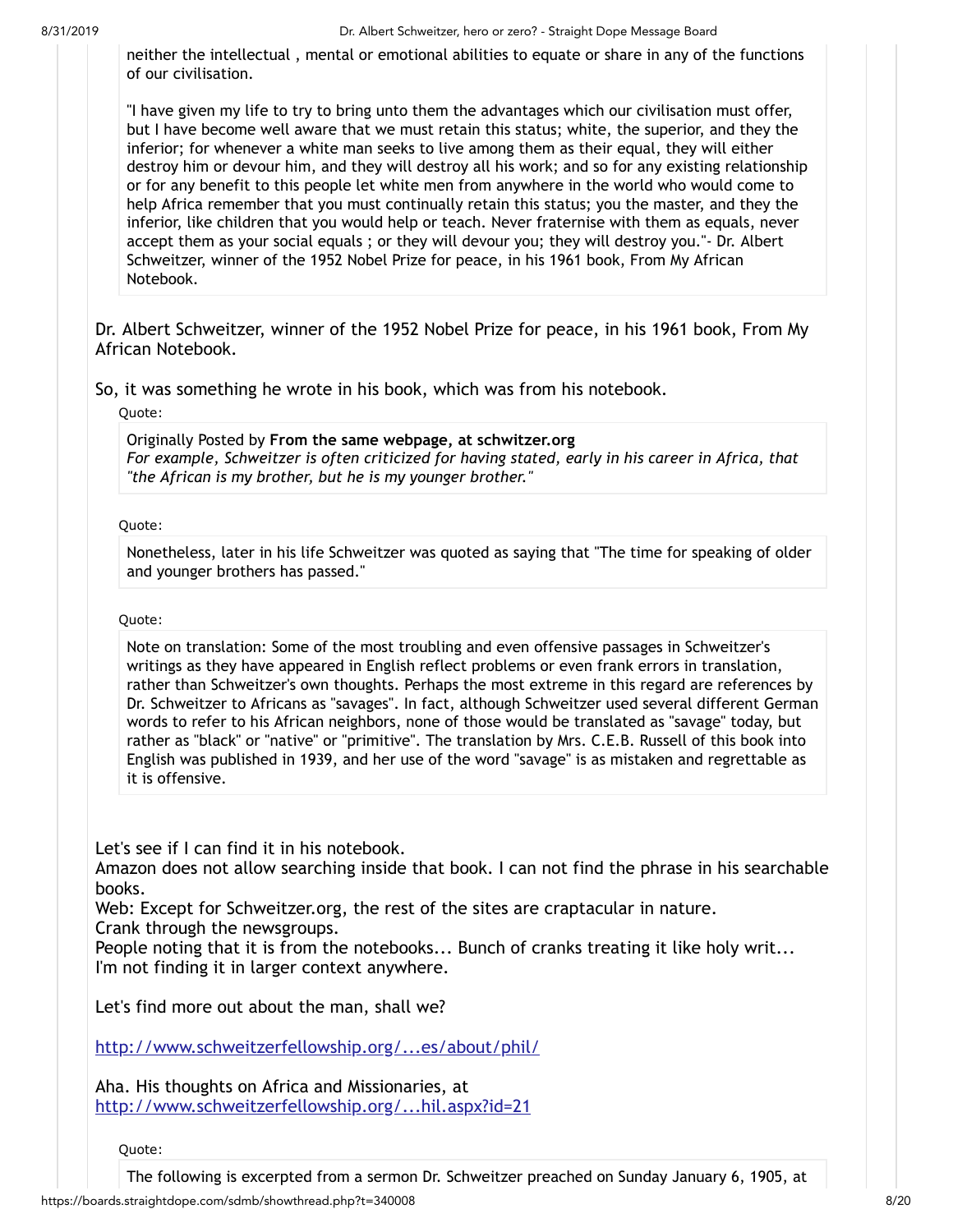> neither the intellectual , mental or emotional abilities to equate or share in any of the functions of our civilisation.
>
> "I have given my life to try to bring unto them the advantages which our civilisation must offer, but I have become well aware that we must retain this status; white, the superior, and they the inferior; for whenever a white man seeks to live among them as their equal, they will either destroy him or devour him, and they will destroy all his work; and so for any existing relationship or for any benefit to this people let white men from anywhere in the world who would come to help Africa remember that you must continually retain this status; you the master, and they the inferior, like children that you would help or teach. Never fraternise with them as equals, never accept them as your social equals ; or they will devour you; they will destroy you."- Dr. Albert Schweitzer, winner of the 1952 Nobel Prize for peace, in his 1961 book, From My African Notebook.

Dr. Albert Schweitzer, winner of the 1952 Nobel Prize for peace, in his 1961 book, From My African Notebook.

So, it was something he wrote in his book, which was from his notebook.

Quote:

> Originally Posted by **From the same webpage, at schwitzer.org**
> *For example, Schweitzer is often criticized for having stated, early in his career in Africa, that "the African is my brother, but he is my younger brother."*

Quote:

> Nonetheless, later in his life Schweitzer was quoted as saying that "The time for speaking of older and younger brothers has passed."

Quote:

> Note on translation: Some of the most troubling and even offensive passages in Schweitzer's writings as they have appeared in English reflect problems or even frank errors in translation, rather than Schweitzer's own thoughts. Perhaps the most extreme in this regard are references by Dr. Schweitzer to Africans as "savages". In fact, although Schweitzer used several different German words to refer to his African neighbors, none of those would be translated as "savage" today, but rather as "black" or "native" or "primitive". The translation by Mrs. C.E.B. Russell of this book into English was published in 1939, and her use of the word "savage" is as mistaken and regrettable as it is offensive.

Let's see if I can find it in his notebook.
Amazon does not allow searching inside that book. I can not find the phrase in his searchable books.
Web: Except for Schweitzer.org, the rest of the sites are craptacular in nature.
Crank through the newsgroups.
People noting that it is from the notebooks... Bunch of cranks treating it like holy writ...
I'm not finding it in larger context anywhere.

Let's find more out about the man, shall we?

http://www.schweitzerfellowship.org/...es/about/phil/

Aha. His thoughts on Africa and Missionaries, at
http://www.schweitzerfellowship.org/...hil.aspx?id=21

Quote:

> The following is excerpted from a sermon Dr. Schweitzer preached on Sunday January 6, 1905, at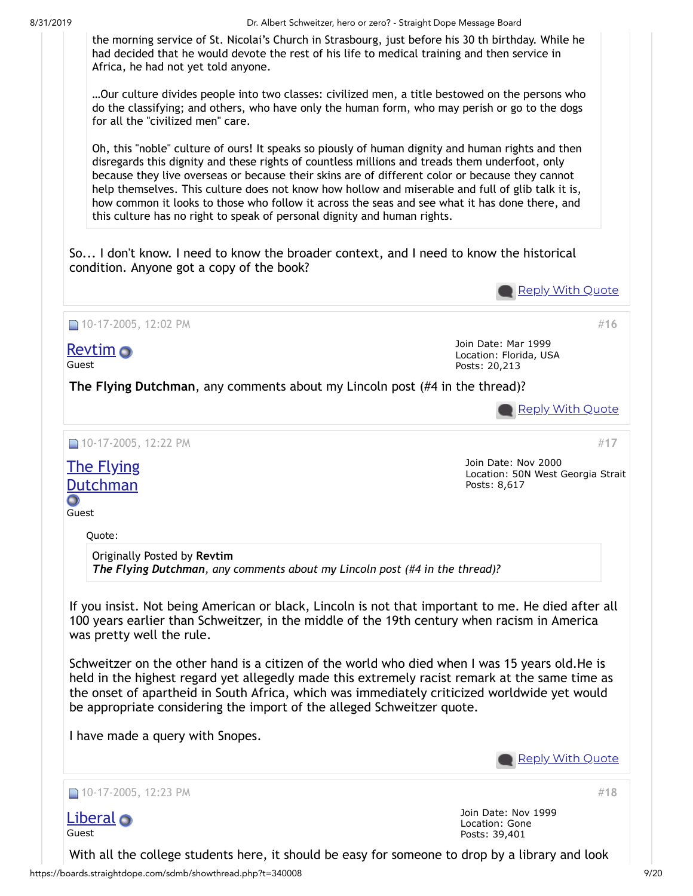> the morning service of St. Nicolai's Church in Strasbourg, just before his 30 th birthday. While he had decided that he would devote the rest of his life to medical training and then service in Africa, he had not yet told anyone.
>
> …Our culture divides people into two classes: civilized men, a title bestowed on the persons who do the classifying; and others, who have only the human form, who may perish or go to the dogs for all the "civilized men" care.
>
> Oh, this "noble" culture of ours! It speaks so piously of human dignity and human rights and then disregards this dignity and these rights of countless millions and treads them underfoot, only because they live overseas or because their skins are of different color or because they cannot help themselves. This culture does not know how hollow and miserable and full of glib talk it is, how common it looks to those who follow it across the seas and see what it has done there, and this culture has no right to speak of personal dignity and human rights.

So... I don't know. I need to know the broader context, and I need to know the historical condition. Anyone got a copy of the book?

Reply With Quote

---

10-17-2005, 12:02 PM #16

**Revtim**
Guest

Join Date: Mar 1999
Location: Florida, USA
Posts: 20,213

**The Flying Dutchman**, any comments about my Lincoln post (#4 in the thread)?

Reply With Quote

---

10-17-2005, 12:22 PM #17

**The Flying Dutchman**
Guest

Join Date: Nov 2000
Location: 50N West Georgia Strait
Posts: 8,617

> Quote:
>
> Originally Posted by **Revtim**
> ***The Flying Dutchman**, any comments about my Lincoln post (#4 in the thread)?*

If you insist. Not being American or black, Lincoln is not that important to me. He died after all 100 years earlier than Schweitzer, in the middle of the 19th century when racism in America was pretty well the rule.

Schweitzer on the other hand is a citizen of the world who died when I was 15 years old.He is held in the highest regard yet allegedly made this extremely racist remark at the same time as the onset of apartheid in South Africa, which was immediately criticized worldwide yet would be appropriate considering the import of the alleged Schweitzer quote.

I have made a query with Snopes.

Reply With Quote

---

10-17-2005, 12:23 PM #18

**Liberal**
Guest

Join Date: Nov 1999
Location: Gone
Posts: 39,401

With all the college students here, it should be easy for someone to drop by a library and look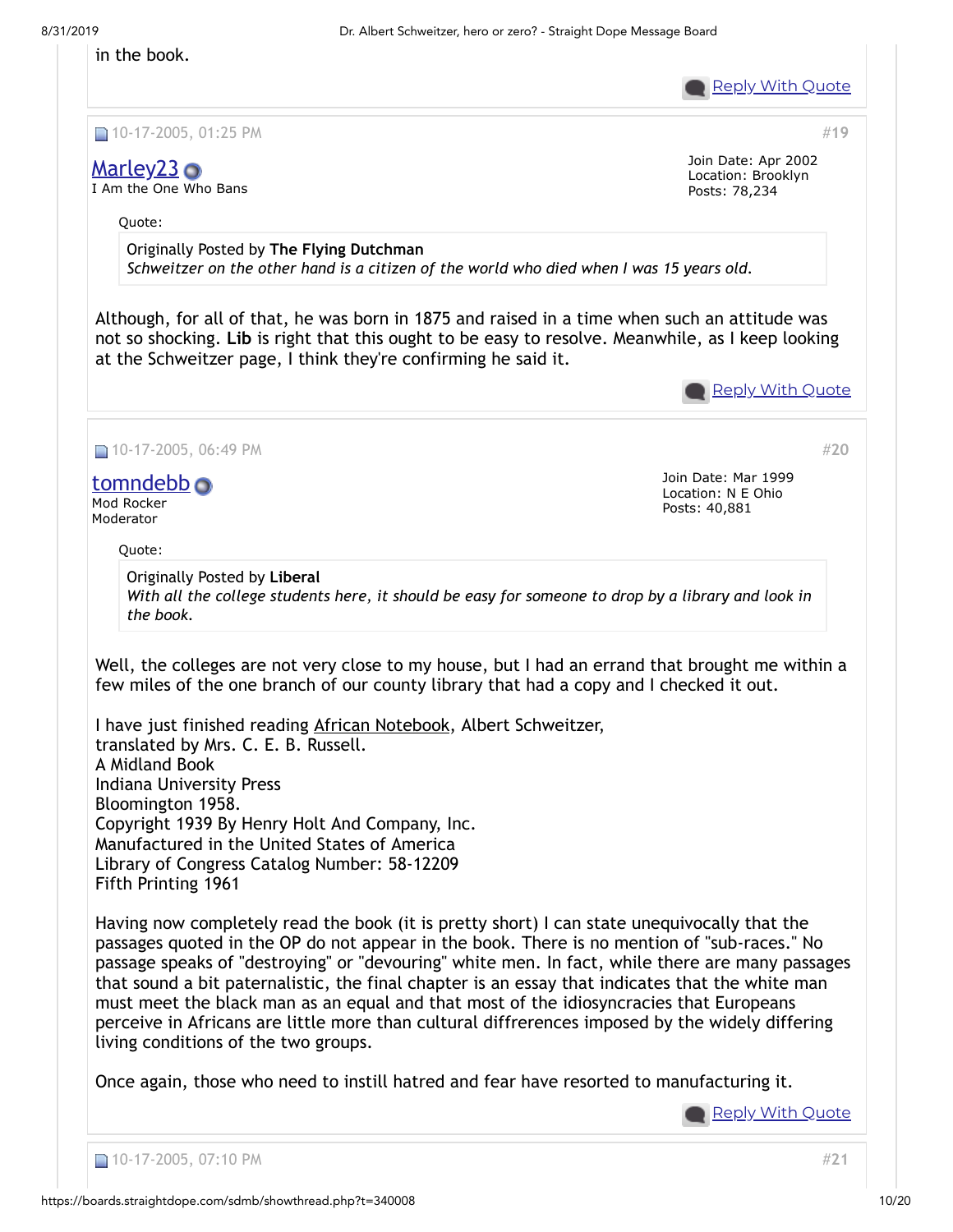in the book.

Reply With Quote

10-17-2005, 01:25 PM #19

**Marley23**
I Am the One Who Bans

Join Date: Apr 2002
Location: Brooklyn
Posts: 78,234

> Quote:
> Originally Posted by **The Flying Dutchman**
> *Schweitzer on the other hand is a citizen of the world who died when I was 15 years old.*

Although, for all of that, he was born in 1875 and raised in a time when such an attitude was not so shocking. **Lib** is right that this ought to be easy to resolve. Meanwhile, as I keep looking at the Schweitzer page, I think they're confirming he said it.

Reply With Quote

10-17-2005, 06:49 PM #20

**tomndebb**
Mod Rocker
Moderator

Join Date: Mar 1999
Location: N E Ohio
Posts: 40,881

> Quote:
> Originally Posted by **Liberal**
> *With all the college students here, it should be easy for someone to drop by a library and look in the book.*

Well, the colleges are not very close to my house, but I had an errand that brought me within a few miles of the one branch of our county library that had a copy and I checked it out.

I have just finished reading African Notebook, Albert Schweitzer,
translated by Mrs. C. E. B. Russell.
A Midland Book
Indiana University Press
Bloomington 1958.
Copyright 1939 By Henry Holt And Company, Inc.
Manufactured in the United States of America
Library of Congress Catalog Number: 58-12209
Fifth Printing 1961

Having now completely read the book (it is pretty short) I can state unequivocally that the passages quoted in the OP do not appear in the book. There is no mention of "sub-races." No passage speaks of "destroying" or "devouring" white men. In fact, while there are many passages that sound a bit paternalistic, the final chapter is an essay that indicates that the white man must meet the black man as an equal and that most of the idiosyncracies that Europeans perceive in Africans are little more than cultural diffrerences imposed by the widely differing living conditions of the two groups.

Once again, those who need to instill hatred and fear have resorted to manufacturing it.

Reply With Quote

10-17-2005, 07:10 PM #21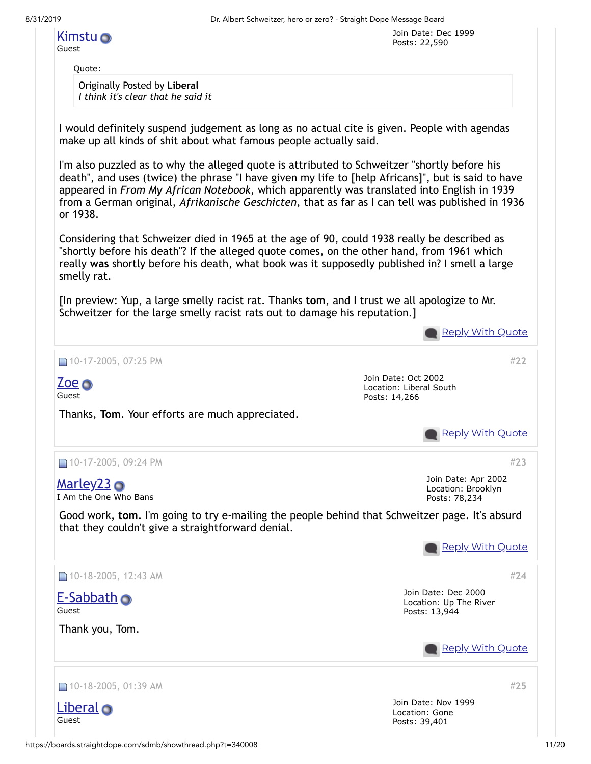**Kimstu**
Guest

Join Date: Dec 1999
Posts: 22,590

> Quote:
>
> Originally Posted by **Liberal**
> *I think it's clear that he said it*

I would definitely suspend judgement as long as no actual cite is given. People with agendas make up all kinds of shit about what famous people actually said.

I'm also puzzled as to why the alleged quote is attributed to Schweitzer "shortly before his death", and uses (twice) the phrase "I have given my life to [help Africans]", but is said to have appeared in *From My African Notebook*, which apparently was translated into English in 1939 from a German original, *Afrikanische Geschicten*, that as far as I can tell was published in 1936 or 1938.

Considering that Schweizer died in 1965 at the age of 90, could 1938 really be described as "shortly before his death"? If the alleged quote comes, on the other hand, from 1961 which really **was** shortly before his death, what book was it supposedly published in? I smell a large smelly rat.

[In preview: Yup, a large smelly racist rat. Thanks **tom**, and I trust we all apologize to Mr. Schweitzer for the large smelly racist rats out to damage his reputation.]

Reply With Quote

---

10-17-2005, 07:25 PM #22

**Zoe**
Guest

Join Date: Oct 2002
Location: Liberal South
Posts: 14,266

Thanks, **Tom**. Your efforts are much appreciated.

Reply With Quote

---

10-17-2005, 09:24 PM #23

**Marley23**
I Am the One Who Bans

Join Date: Apr 2002
Location: Brooklyn
Posts: 78,234

Good work, **tom**. I'm going to try e-mailing the people behind that Schweitzer page. It's absurd that they couldn't give a straightforward denial.

Reply With Quote

---

10-18-2005, 12:43 AM #24

**E-Sabbath**
Guest

Join Date: Dec 2000
Location: Up The River
Posts: 13,944

Thank you, Tom.

Reply With Quote

---

10-18-2005, 01:39 AM #25

**Liberal**
Guest

Join Date: Nov 1999
Location: Gone
Posts: 39,401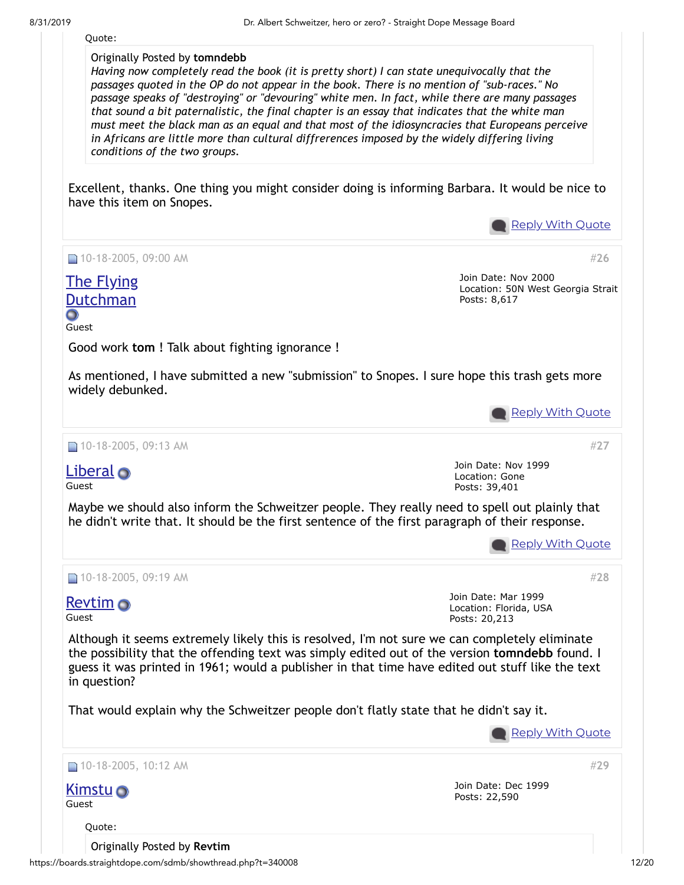Quote:

> Originally Posted by **tomndebb**
> *Having now completely read the book (it is pretty short) I can state unequivocally that the passages quoted in the OP do not appear in the book. There is no mention of "sub-races." No passage speaks of "destroying" or "devouring" white men. In fact, while there are many passages that sound a bit paternalistic, the final chapter is an essay that indicates that the white man must meet the black man as an equal and that most of the idiosyncracies that Europeans perceive in Africans are little more than cultural diffrerences imposed by the widely differing living conditions of the two groups.*

Excellent, thanks. One thing you might consider doing is informing Barbara. It would be nice to have this item on Snopes.

Reply With Quote

---

10-18-2005, 09:00 AM #26

**The Flying Dutchman**
Guest

Join Date: Nov 2000
Location: 50N West Georgia Strait
Posts: 8,617

Good work **tom** ! Talk about fighting ignorance !

As mentioned, I have submitted a new "submission" to Snopes. I sure hope this trash gets more widely debunked.

Reply With Quote

---

10-18-2005, 09:13 AM #27

**Liberal**
Guest

Join Date: Nov 1999
Location: Gone
Posts: 39,401

Maybe we should also inform the Schweitzer people. They really need to spell out plainly that he didn't write that. It should be the first sentence of the first paragraph of their response.

Reply With Quote

---

10-18-2005, 09:19 AM #28

**Revtim**
Guest

Join Date: Mar 1999
Location: Florida, USA
Posts: 20,213

Although it seems extremely likely this is resolved, I'm not sure we can completely eliminate the possibility that the offending text was simply edited out of the version **tomndebb** found. I guess it was printed in 1961; would a publisher in that time have edited out stuff like the text in question?

That would explain why the Schweitzer people don't flatly state that he didn't say it.

Reply With Quote

---

10-18-2005, 10:12 AM #29

**Kimstu**
Guest

Join Date: Dec 1999
Posts: 22,590

Quote:

> Originally Posted by **Revtim**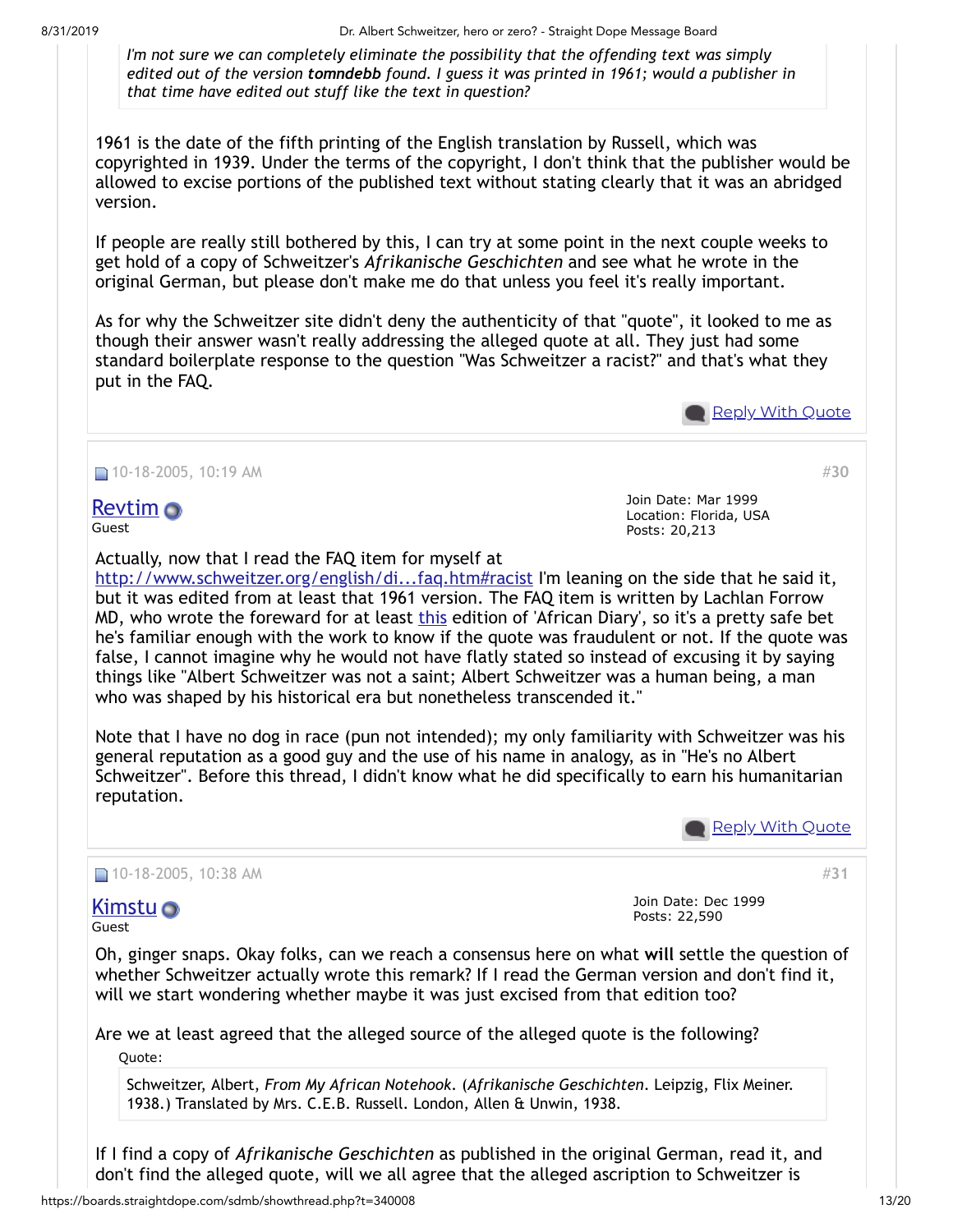> *I'm not sure we can completely eliminate the possibility that the offending text was simply edited out of the version **tomndebb** found. I guess it was printed in 1961; would a publisher in that time have edited out stuff like the text in question?*

1961 is the date of the fifth printing of the English translation by Russell, which was copyrighted in 1939. Under the terms of the copyright, I don't think that the publisher would be allowed to excise portions of the published text without stating clearly that it was an abridged version.

If people are really still bothered by this, I can try at some point in the next couple weeks to get hold of a copy of Schweitzer's *Afrikanische Geschichten* and see what he wrote in the original German, but please don't make me do that unless you feel it's really important.

As for why the Schweitzer site didn't deny the authenticity of that "quote", it looked to me as though their answer wasn't really addressing the alleged quote at all. They just had some standard boilerplate response to the question "Was Schweitzer a racist?" and that's what they put in the FAQ.

Reply With Quote

---

10-18-2005, 10:19 AM #30

**Revtim**
Guest

Join Date: Mar 1999
Location: Florida, USA
Posts: 20,213

Actually, now that I read the FAQ item for myself at http://www.schweitzer.org/english/di...faq.htm#racist I'm leaning on the side that he said it, but it was edited from at least that 1961 version. The FAQ item is written by Lachlan Forrow MD, who wrote the foreward for at least this edition of 'African Diary', so it's a pretty safe bet he's familiar enough with the work to know if the quote was fraudulent or not. If the quote was false, I cannot imagine why he would not have flatly stated so instead of excusing it by saying things like "Albert Schweitzer was not a saint; Albert Schweitzer was a human being, a man who was shaped by his historical era but nonetheless transcended it."

Note that I have no dog in race (pun not intended); my only familiarity with Schweitzer was his general reputation as a good guy and the use of his name in analogy, as in "He's no Albert Schweitzer". Before this thread, I didn't know what he did specifically to earn his humanitarian reputation.

Reply With Quote

---

10-18-2005, 10:38 AM #31

**Kimstu**
Guest

Join Date: Dec 1999
Posts: 22,590

Oh, ginger snaps. Okay folks, can we reach a consensus here on what **will** settle the question of whether Schweitzer actually wrote this remark? If I read the German version and don't find it, will we start wondering whether maybe it was just excised from that edition too?

Are we at least agreed that the alleged source of the alleged quote is the following?

Quote:

> Schweitzer, Albert, *From My African Notebook*. (*Afrikanische Geschichten*. Leipzig, Flix Meiner. 1938.) Translated by Mrs. C.E.B. Russell. London, Allen & Unwin, 1938.

If I find a copy of *Afrikanische Geschichten* as published in the original German, read it, and don't find the alleged quote, will we all agree that the alleged ascription to Schweitzer is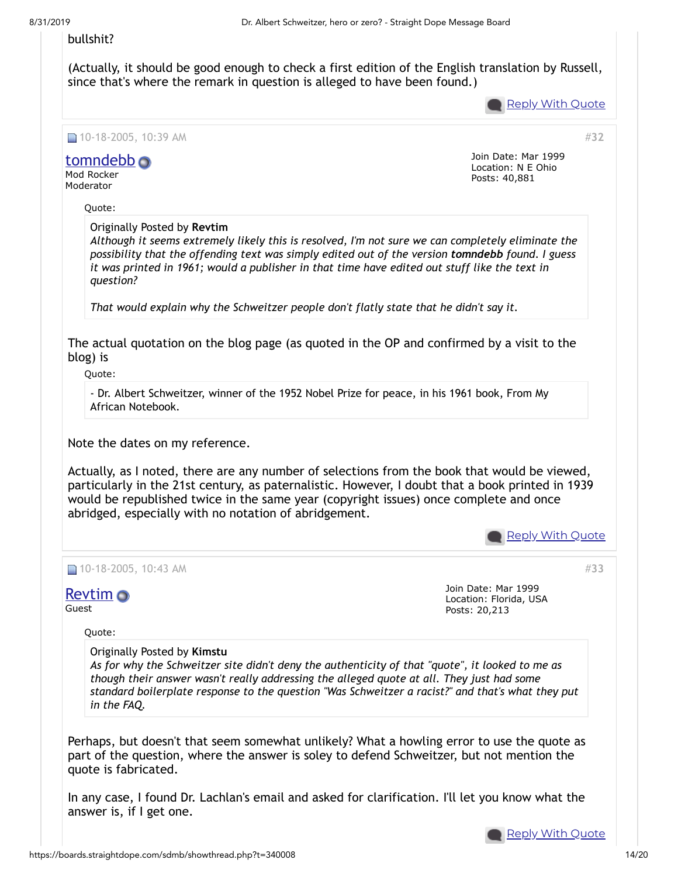bullshit?

(Actually, it should be good enough to check a first edition of the English translation by Russell, since that's where the remark in question is alleged to have been found.)

Reply With Quote

10-18-2005, 10:39 AM #32

**tomndebb**
Mod Rocker
Moderator

Join Date: Mar 1999
Location: N E Ohio
Posts: 40,881

> Quote:
>
> Originally Posted by **Revtim**
> *Although it seems extremely likely this is resolved, I'm not sure we can completely eliminate the possibility that the offending text was simply edited out of the version **tomndebb** found. I guess it was printed in 1961; would a publisher in that time have edited out stuff like the text in question?*
>
> *That would explain why the Schweitzer people don't flatly state that he didn't say it.*

The actual quotation on the blog page (as quoted in the OP and confirmed by a visit to the blog) is

> Quote:
>
> - Dr. Albert Schweitzer, winner of the 1952 Nobel Prize for peace, in his 1961 book, From My African Notebook.

Note the dates on my reference.

Actually, as I noted, there are any number of selections from the book that would be viewed, particularly in the 21st century, as paternalistic. However, I doubt that a book printed in 1939 would be republished twice in the same year (copyright issues) once complete and once abridged, especially with no notation of abridgement.

Reply With Quote

10-18-2005, 10:43 AM #33

**Revtim**
Guest

Join Date: Mar 1999
Location: Florida, USA
Posts: 20,213

> Quote:
>
> Originally Posted by **Kimstu**
> *As for why the Schweitzer site didn't deny the authenticity of that "quote", it looked to me as though their answer wasn't really addressing the alleged quote at all. They just had some standard boilerplate response to the question "Was Schweitzer a racist?" and that's what they put in the FAQ.*

Perhaps, but doesn't that seem somewhat unlikely? What a howling error to use the quote as part of the question, where the answer is soley to defend Schweitzer, but not mention the quote is fabricated.

In any case, I found Dr. Lachlan's email and asked for clarification. I'll let you know what the answer is, if I get one.

Reply With Quote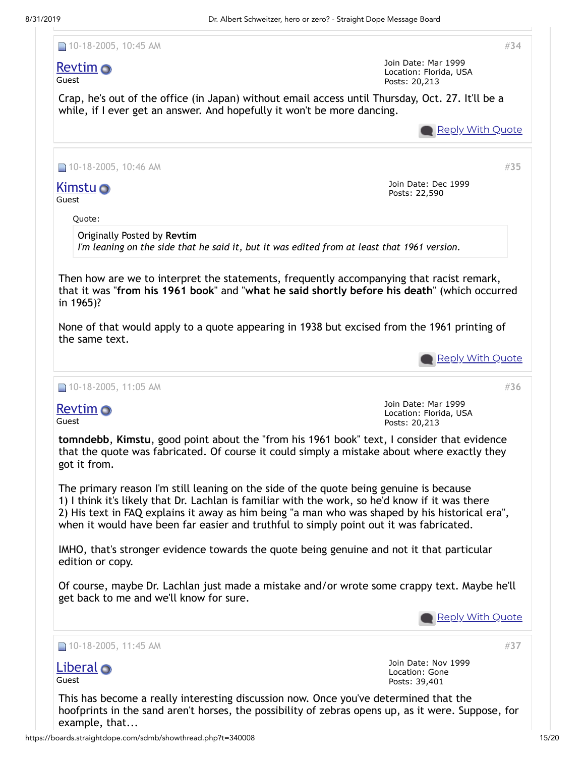10-18-2005, 10:45 AM #34

**Revtim**
Guest

Join Date: Mar 1999
Location: Florida, USA
Posts: 20,213

Crap, he's out of the office (in Japan) without email access until Thursday, Oct. 27. It'll be a while, if I ever get an answer. And hopefully it won't be more dancing.

Reply With Quote

---

10-18-2005, 10:46 AM #35

**Kimstu**
Guest

Join Date: Dec 1999
Posts: 22,590

> Quote:
>
> Originally Posted by **Revtim**
> *I'm leaning on the side that he said it, but it was edited from at least that 1961 version.*

Then how are we to interpret the statements, frequently accompanying that racist remark, that it was "**from his 1961 book**" and "**what he said shortly before his death**" (which occurred in 1965)?

None of that would apply to a quote appearing in 1938 but excised from the 1961 printing of the same text.

Reply With Quote

---

10-18-2005, 11:05 AM #36

**Revtim**
Guest

Join Date: Mar 1999
Location: Florida, USA
Posts: 20,213

**tomndebb**, **Kimstu**, good point about the "from his 1961 book" text, I consider that evidence that the quote was fabricated. Of course it could simply a mistake about where exactly they got it from.

The primary reason I'm still leaning on the side of the quote being genuine is because
1) I think it's likely that Dr. Lachlan is familiar with the work, so he'd know if it was there
2) His text in FAQ explains it away as him being "a man who was shaped by his historical era", when it would have been far easier and truthful to simply point out it was fabricated.

IMHO, that's stronger evidence towards the quote being genuine and not it that particular edition or copy.

Of course, maybe Dr. Lachlan just made a mistake and/or wrote some crappy text. Maybe he'll get back to me and we'll know for sure.

Reply With Quote

---

10-18-2005, 11:45 AM #37

**Liberal**
Guest

Join Date: Nov 1999
Location: Gone
Posts: 39,401

This has become a really interesting discussion now. Once you've determined that the hoofprints in the sand aren't horses, the possibility of zebras opens up, as it were. Suppose, for example, that...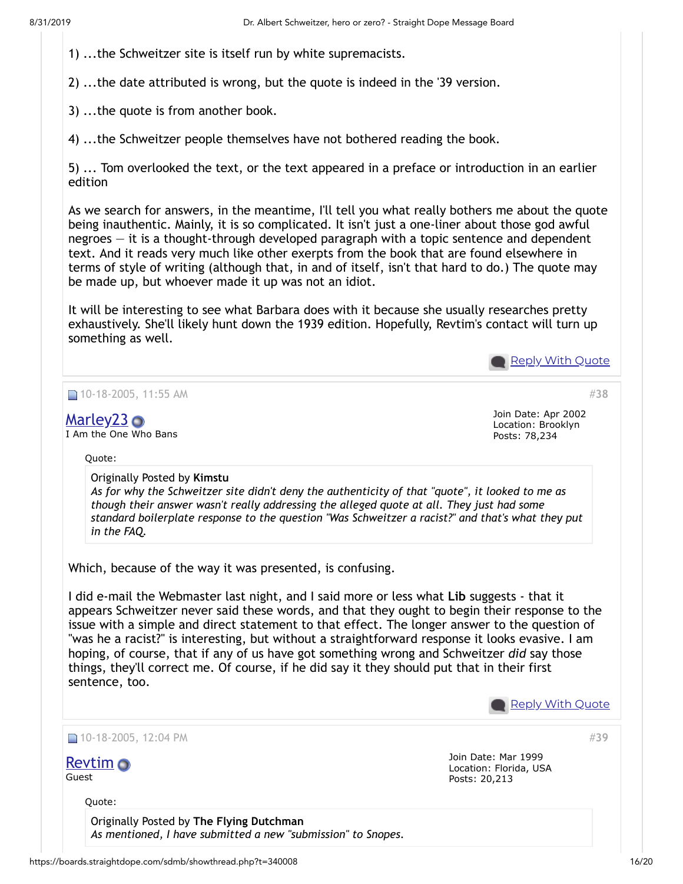1) ...the Schweitzer site is itself run by white supremacists.

2) ...the date attributed is wrong, but the quote is indeed in the '39 version.

3) ...the quote is from another book.

4) ...the Schweitzer people themselves have not bothered reading the book.

5) ... Tom overlooked the text, or the text appeared in a preface or introduction in an earlier edition

As we search for answers, in the meantime, I'll tell you what really bothers me about the quote being inauthentic. Mainly, it is so complicated. It isn't just a one-liner about those god awful negroes — it is a thought-through developed paragraph with a topic sentence and dependent text. And it reads very much like other exerpts from the book that are found elsewhere in terms of style of writing (although that, in and of itself, isn't that hard to do.) The quote may be made up, but whoever made it up was not an idiot.

It will be interesting to see what Barbara does with it because she usually researches pretty exhaustively. She'll likely hunt down the 1939 edition. Hopefully, Revtim's contact will turn up something as well.

Reply With Quote

---

10-18-2005, 11:55 AM #38

**Marley23**
I Am the One Who Bans

Join Date: Apr 2002
Location: Brooklyn
Posts: 78,234

> Quote:
> Originally Posted by **Kimstu**
> *As for why the Schweitzer site didn't deny the authenticity of that "quote", it looked to me as though their answer wasn't really addressing the alleged quote at all. They just had some standard boilerplate response to the question "Was Schweitzer a racist?" and that's what they put in the FAQ.*

Which, because of the way it was presented, is confusing.

I did e-mail the Webmaster last night, and I said more or less what **Lib** suggests - that it appears Schweitzer never said these words, and that they ought to begin their response to the issue with a simple and direct statement to that effect. The longer answer to the question of "was he a racist?" is interesting, but without a straightforward response it looks evasive. I am hoping, of course, that if any of us have got something wrong and Schweitzer *did* say those things, they'll correct me. Of course, if he did say it they should put that in their first sentence, too.

Reply With Quote

---

10-18-2005, 12:04 PM #39

**Revtim**
Guest

Join Date: Mar 1999
Location: Florida, USA
Posts: 20,213

> Quote:
> Originally Posted by **The Flying Dutchman**
> *As mentioned, I have submitted a new "submission" to Snopes.*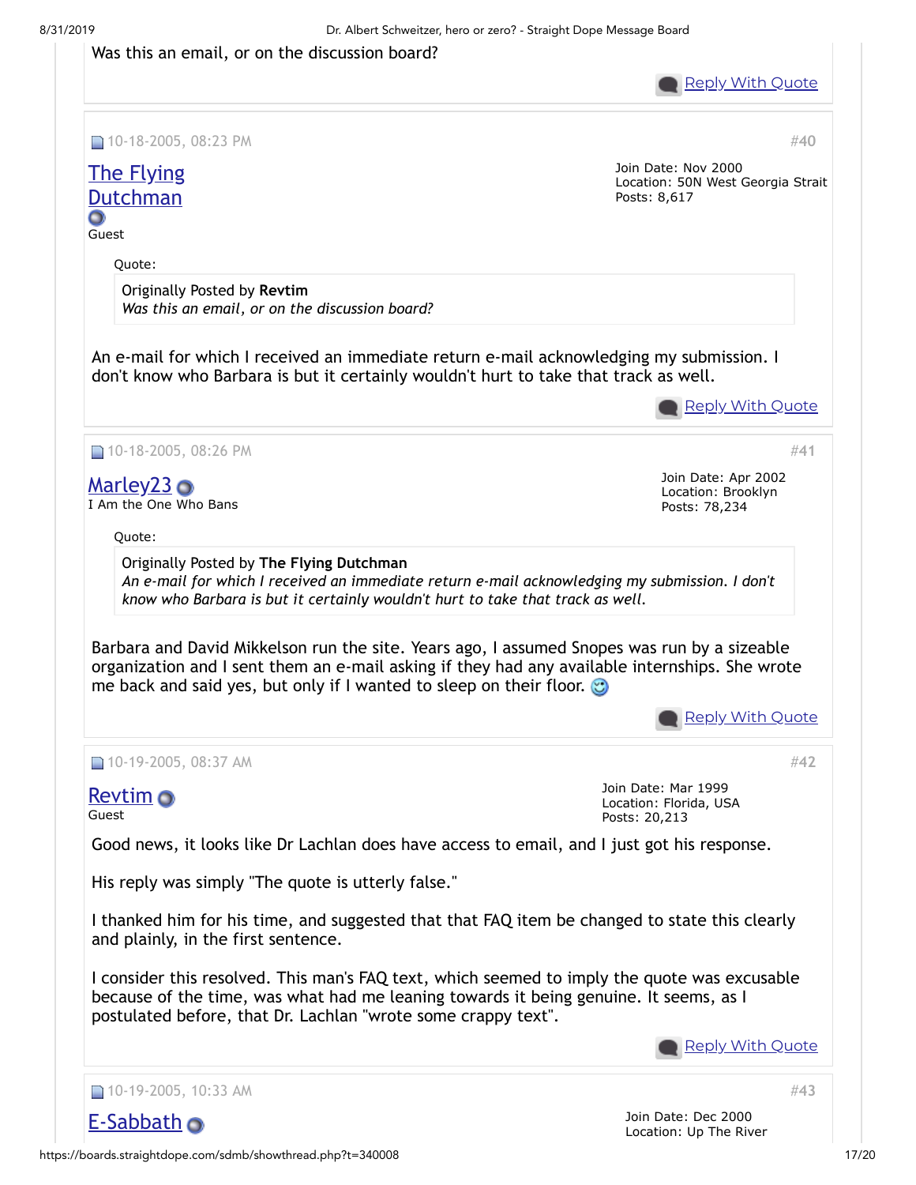Was this an email, or on the discussion board?

Reply With Quote

---

10-18-2005, 08:23 PM #40

**The Flying Dutchman**
Guest

Join Date: Nov 2000
Location: 50N West Georgia Strait
Posts: 8,617

> Quote:
> Originally Posted by **Revtim**
> *Was this an email, or on the discussion board?*

An e-mail for which I received an immediate return e-mail acknowledging my submission. I don't know who Barbara is but it certainly wouldn't hurt to take that track as well.

Reply With Quote

---

10-18-2005, 08:26 PM #41

**Marley23**
I Am the One Who Bans

Join Date: Apr 2002
Location: Brooklyn
Posts: 78,234

> Quote:
> Originally Posted by **The Flying Dutchman**
> *An e-mail for which I received an immediate return e-mail acknowledging my submission. I don't know who Barbara is but it certainly wouldn't hurt to take that track as well.*

Barbara and David Mikkelson run the site. Years ago, I assumed Snopes was run by a sizeable organization and I sent them an e-mail asking if they had any available internships. She wrote me back and said yes, but only if I wanted to sleep on their floor. 😉

Reply With Quote

---

10-19-2005, 08:37 AM #42

**Revtim**
Guest

Join Date: Mar 1999
Location: Florida, USA
Posts: 20,213

Good news, it looks like Dr Lachlan does have access to email, and I just got his response.

His reply was simply "The quote is utterly false."

I thanked him for his time, and suggested that that FAQ item be changed to state this clearly and plainly, in the first sentence.

I consider this resolved. This man's FAQ text, which seemed to imply the quote was excusable because of the time, was what had me leaning towards it being genuine. It seems, as I postulated before, that Dr. Lachlan "wrote some crappy text".

Reply With Quote

---

10-19-2005, 10:33 AM #43

**E-Sabbath**

Join Date: Dec 2000
Location: Up The River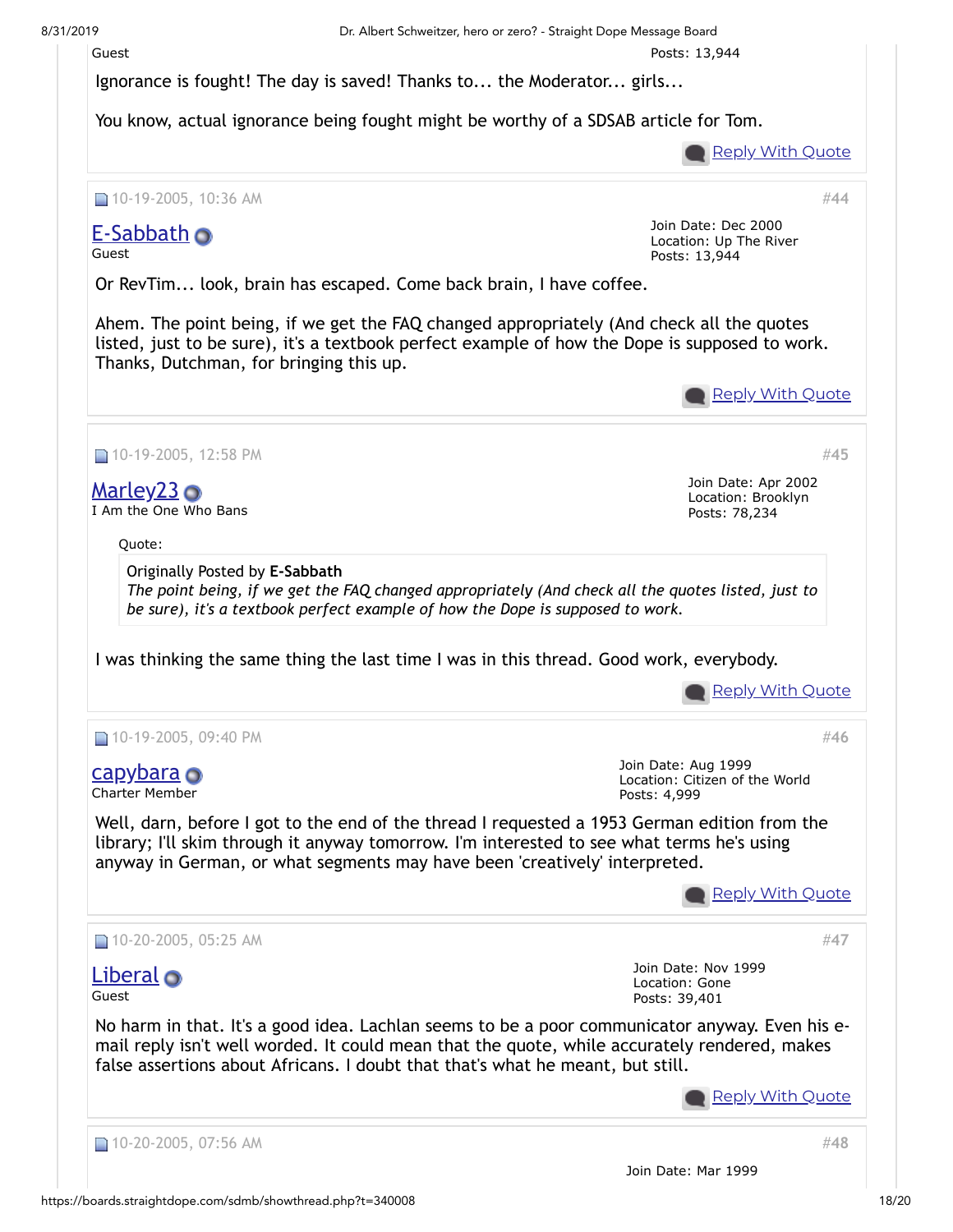Guest

Posts: 13,944

Ignorance is fought! The day is saved! Thanks to... the Moderator... girls...

You know, actual ignorance being fought might be worthy of a SDSAB article for Tom.

Reply With Quote

---

10-19-2005, 10:36 AM #44

**E-Sabbath**
Guest

Join Date: Dec 2000
Location: Up The River
Posts: 13,944

Or RevTim... look, brain has escaped. Come back brain, I have coffee.

Ahem. The point being, if we get the FAQ changed appropriately (And check all the quotes listed, just to be sure), it's a textbook perfect example of how the Dope is supposed to work. Thanks, Dutchman, for bringing this up.

Reply With Quote

---

10-19-2005, 12:58 PM #45

**Marley23**
I Am the One Who Bans

Join Date: Apr 2002
Location: Brooklyn
Posts: 78,234

Quote:

> Originally Posted by **E-Sabbath**
> *The point being, if we get the FAQ changed appropriately (And check all the quotes listed, just to be sure), it's a textbook perfect example of how the Dope is supposed to work.*

I was thinking the same thing the last time I was in this thread. Good work, everybody.

Reply With Quote

---

10-19-2005, 09:40 PM #46

**capybara**
Charter Member

Join Date: Aug 1999
Location: Citizen of the World
Posts: 4,999

Well, darn, before I got to the end of the thread I requested a 1953 German edition from the library; I'll skim through it anyway tomorrow. I'm interested to see what terms he's using anyway in German, or what segments may have been 'creatively' interpreted.

Reply With Quote

---

10-20-2005, 05:25 AM #47

**Liberal**
Guest

Join Date: Nov 1999
Location: Gone
Posts: 39,401

No harm in that. It's a good idea. Lachlan seems to be a poor communicator anyway. Even his e-mail reply isn't well worded. It could mean that the quote, while accurately rendered, makes false assertions about Africans. I doubt that that's what he meant, but still.

Reply With Quote

---

10-20-2005, 07:56 AM #48

Join Date: Mar 1999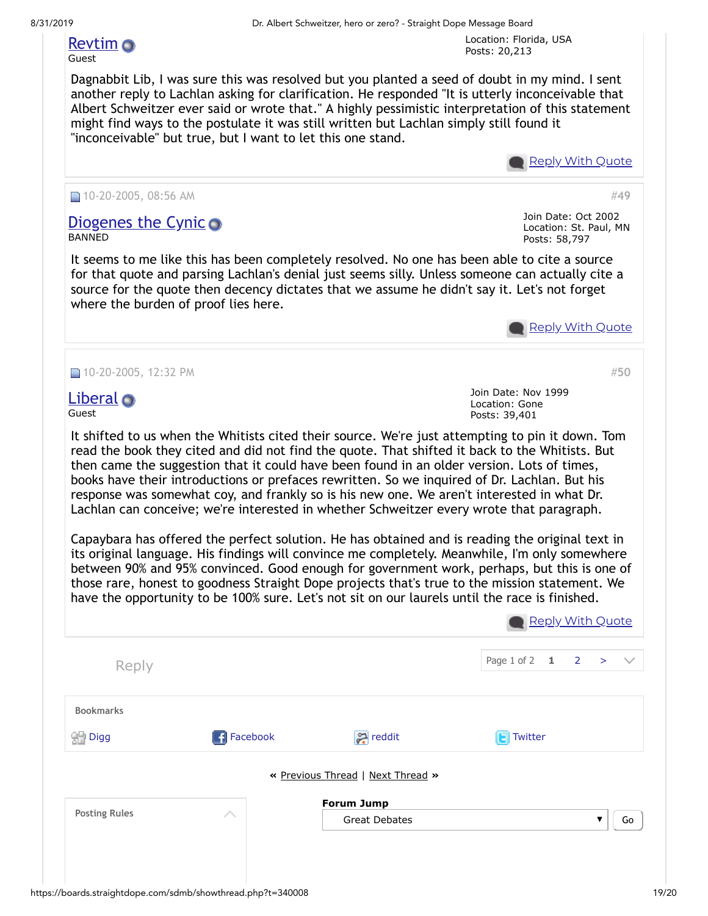**Revtim**
Guest

Location: Florida, USA
Posts: 20,213

Dagnabbit Lib, I was sure this was resolved but you planted a seed of doubt in my mind. I sent another reply to Lachlan asking for clarification. He responded "It is utterly inconceivable that Albert Schweitzer ever said or wrote that." A highly pessimistic interpretation of this statement might find ways to the postulate it was still written but Lachlan simply still found it "inconceivable" but true, but I want to let this one stand.

Reply With Quote

---

10-20-2005, 08:56 AM #49

**Diogenes the Cynic**
BANNED

Join Date: Oct 2002
Location: St. Paul, MN
Posts: 58,797

It seems to me like this has been completely resolved. No one has been able to cite a source for that quote and parsing Lachlan's denial just seems silly. Unless someone can actually cite a source for the quote then decency dictates that we assume he didn't say it. Let's not forget where the burden of proof lies here.

Reply With Quote

---

10-20-2005, 12:32 PM #50

**Liberal**
Guest

Join Date: Nov 1999
Location: Gone
Posts: 39,401

It shifted to us when the Whitists cited their source. We're just attempting to pin it down. Tom read the book they cited and did not find the quote. That shifted it back to the Whitists. But then came the suggestion that it could have been found in an older version. Lots of times, books have their introductions or prefaces rewritten. So we inquired of Dr. Lachlan. But his response was somewhat coy, and frankly so is his new one. We aren't interested in what Dr. Lachlan can conceive; we're interested in whether Schweitzer every wrote that paragraph.

Capaybara has offered the perfect solution. He has obtained and is reading the original text in its original language. His findings will convince me completely. Meanwhile, I'm only somewhere between 90% and 95% convinced. Good enough for government work, perhaps, but this is one of those rare, honest to goodness Straight Dope projects that's true to the mission statement. We have the opportunity to be 100% sure. Let's not sit on our laurels until the race is finished.

Reply With Quote

---

Reply

Page 1 of 2 1 2 >

Bookmarks

Digg Facebook reddit Twitter

« Previous Thread | Next Thread »

Posting Rules

Forum Jump
Great Debates Go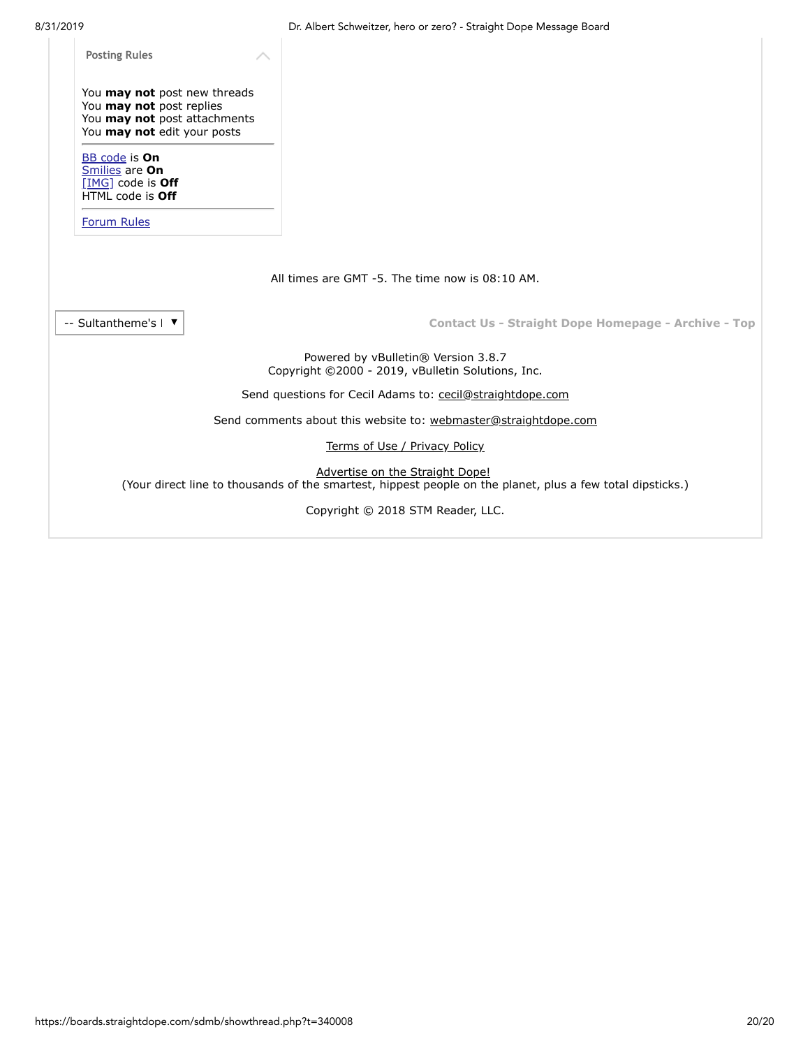**Posting Rules**

You **may not** post new threads
You **may not** post replies
You **may not** post attachments
You **may not** edit your posts

---

BB code is **On**
Smilies are **On**
[IMG] code is **Off**
HTML code is **Off**

---

Forum Rules

All times are GMT -5. The time now is 08:10 AM.

-- Sultantheme's I ▼

Contact Us - Straight Dope Homepage - Archive - Top

Powered by vBulletin® Version 3.8.7
Copyright ©2000 - 2019, vBulletin Solutions, Inc.

Send questions for Cecil Adams to: cecil@straightdope.com

Send comments about this website to: webmaster@straightdope.com

Terms of Use / Privacy Policy

Advertise on the Straight Dope!
(Your direct line to thousands of the smartest, hippest people on the planet, plus a few total dipsticks.)

Copyright © 2018 STM Reader, LLC.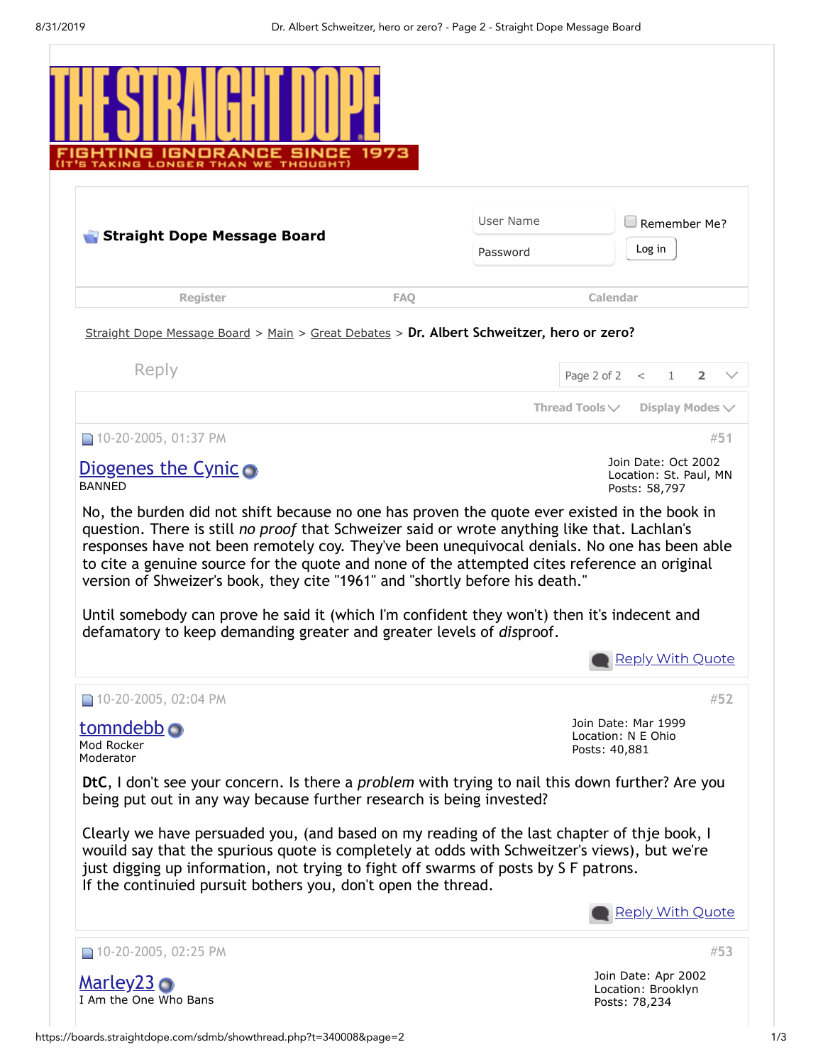# THE STRAIGHT DOPE

FIGHTING IGNORANCE SINCE 1973
(IT'S TAKING LONGER THAN WE THOUGHT)

**Straight Dope Message Board**

User Name | Remember Me? | Password | Log in

Register | FAQ | Calendar

Straight Dope Message Board > Main > Great Debates > **Dr. Albert Schweitzer, hero or zero?**

Reply | Page 2 of 2 < 1 **2**

Thread Tools | Display Modes

---

10-20-2005, 01:37 PM #51

**Diogenes the Cynic**
BANNED

Join Date: Oct 2002
Location: St. Paul, MN
Posts: 58,797

No, the burden did not shift because no one has proven the quote ever existed in the book in question. There is still *no proof* that Schweizer said or wrote anything like that. Lachlan's responses have not been remotely coy. They've been unequivocal denials. No one has been able to cite a genuine source for the quote and none of the attempted cites reference an original version of Shweizer's book, they cite "1961" and "shortly before his death."

Until somebody can prove he said it (which I'm confident they won't) then it's indecent and defamatory to keep demanding greater and greater levels of *dis*proof.

Reply With Quote

---

10-20-2005, 02:04 PM #52

**tomndebb**
Mod Rocker
Moderator

Join Date: Mar 1999
Location: N E Ohio
Posts: 40,881

**DtC**, I don't see your concern. Is there a *problem* with trying to nail this down further? Are you being put out in any way because further research is being invested?

Clearly we have persuaded you, (and based on my reading of the last chapter of thje book, I wouild say that the spurious quote is completely at odds with Schweitzer's views), but we're just digging up information, not trying to fight off swarms of posts by S F patrons.
If the continuied pursuit bothers you, don't open the thread.

Reply With Quote

---

10-20-2005, 02:25 PM #53

**Marley23**
I Am the One Who Bans

Join Date: Apr 2002
Location: Brooklyn
Posts: 78,234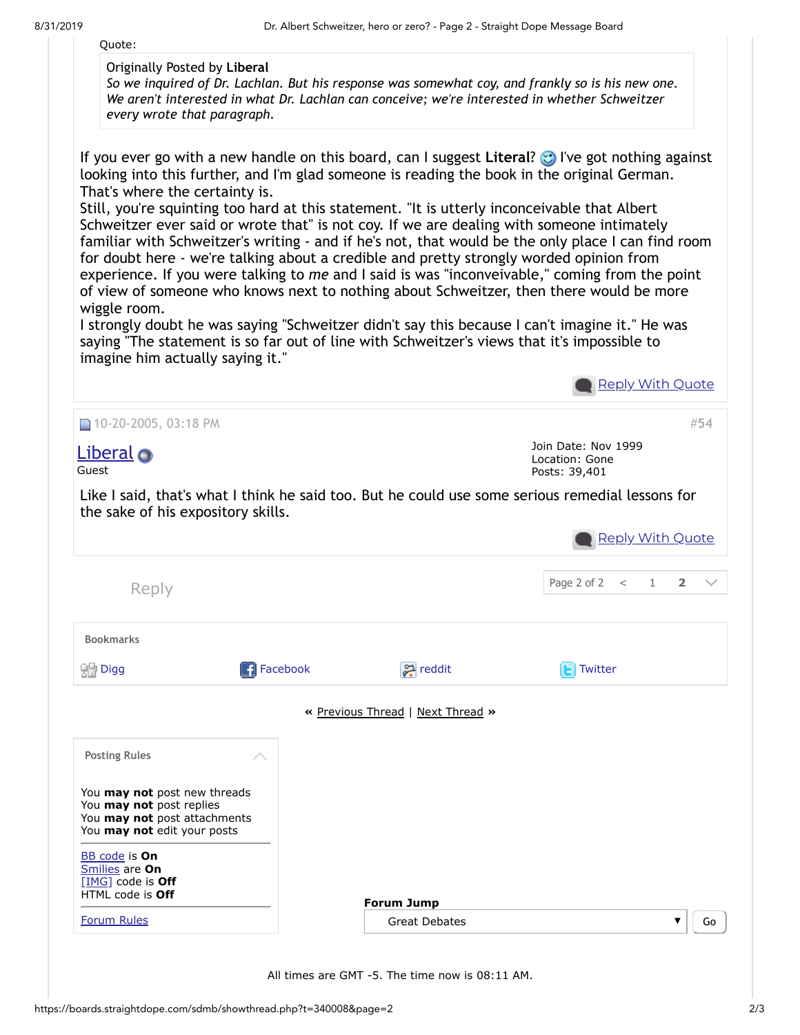Quote:

> Originally Posted by **Liberal**
> *So we inquired of Dr. Lachlan. But his response was somewhat coy, and frankly so is his new one. We aren't interested in what Dr. Lachlan can conceive; we're interested in whether Schweitzer every wrote that paragraph.*

If you ever go with a new handle on this board, can I suggest **Literal**? I've got nothing against looking into this further, and I'm glad someone is reading the book in the original German. That's where the certainty is.
Still, you're squinting too hard at this statement. "It is utterly inconceivable that Albert Schweitzer ever said or wrote that" is not coy. If we are dealing with someone intimately familiar with Schweitzer's writing - and if he's not, that would be the only place I can find room for doubt here - we're talking about a credible and pretty strongly worded opinion from experience. If you were talking to *me* and I said is was "inconveivable," coming from the point of view of someone who knows next to nothing about Schweitzer, then there would be more wiggle room.
I strongly doubt he was saying "Schweitzer didn't say this because I can't imagine it." He was saying "The statement is so far out of line with Schweitzer's views that it's impossible to imagine him actually saying it."

Reply With Quote

---

10-20-2005, 03:18 PM #54

**Liberal**
Guest

Join Date: Nov 1999
Location: Gone
Posts: 39,401

Like I said, that's what I think he said too. But he could use some serious remedial lessons for the sake of his expository skills.

Reply With Quote

---

Reply

Page 2 of 2 < 1 **2**

**Bookmarks**

Digg | Facebook | reddit | Twitter

« Previous Thread | Next Thread »

**Posting Rules**

You **may not** post new threads
You **may not** post replies
You **may not** post attachments
You **may not** edit your posts

BB code is **On**
Smilies are **On**
[IMG] code is **Off**
HTML code is **Off**

Forum Rules

**Forum Jump**
Great Debates — Go

All times are GMT -5. The time now is 08:11 AM.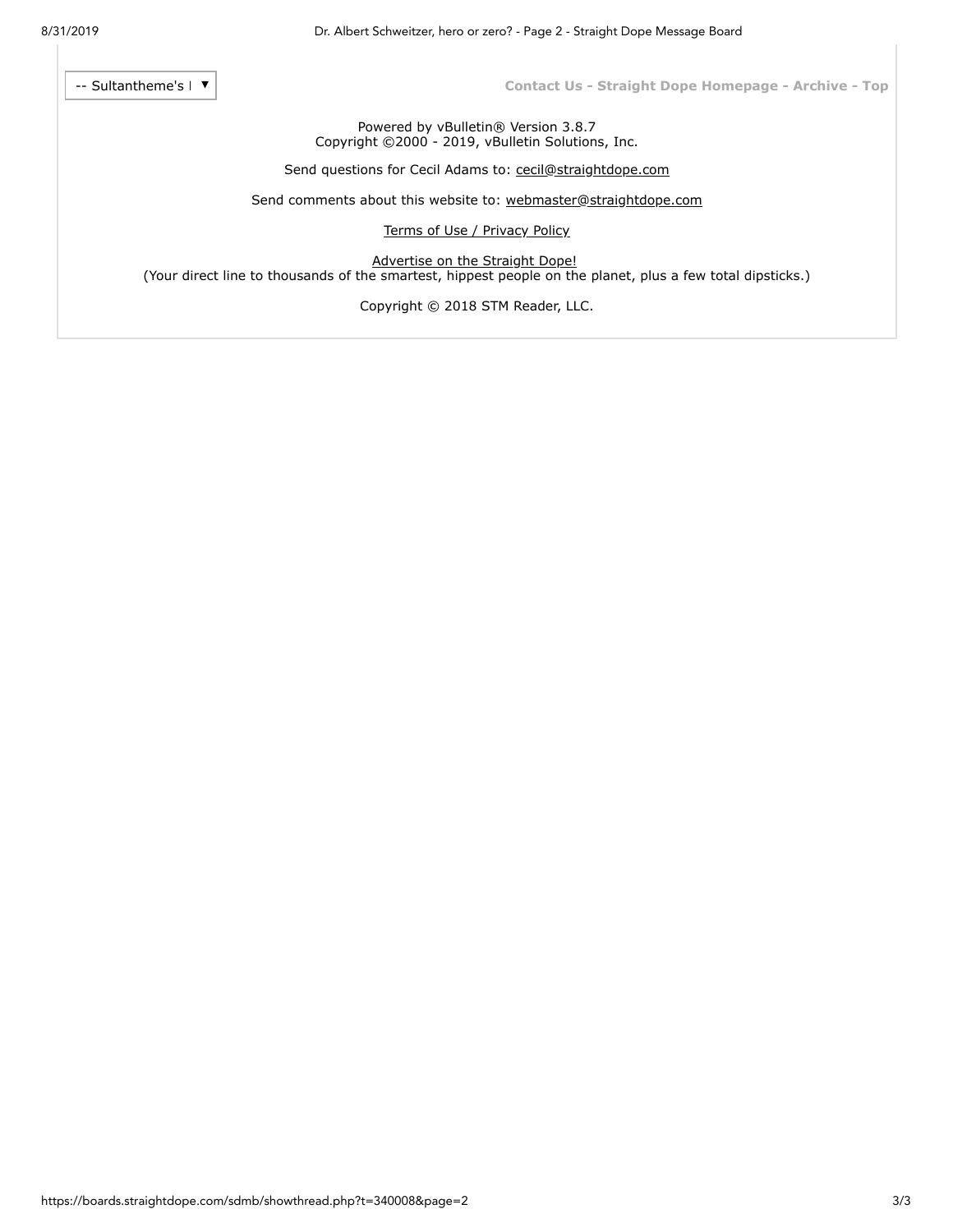-- Sultantheme's I ▼

**Contact Us - Straight Dope Homepage - Archive - Top**

Powered by vBulletin® Version 3.8.7
Copyright ©2000 - 2019, vBulletin Solutions, Inc.

Send questions for Cecil Adams to: cecil@straightdope.com

Send comments about this website to: webmaster@straightdope.com

Terms of Use / Privacy Policy

Advertise on the Straight Dope!
(Your direct line to thousands of the smartest, hippest people on the planet, plus a few total dipsticks.)

Copyright © 2018 STM Reader, LLC.